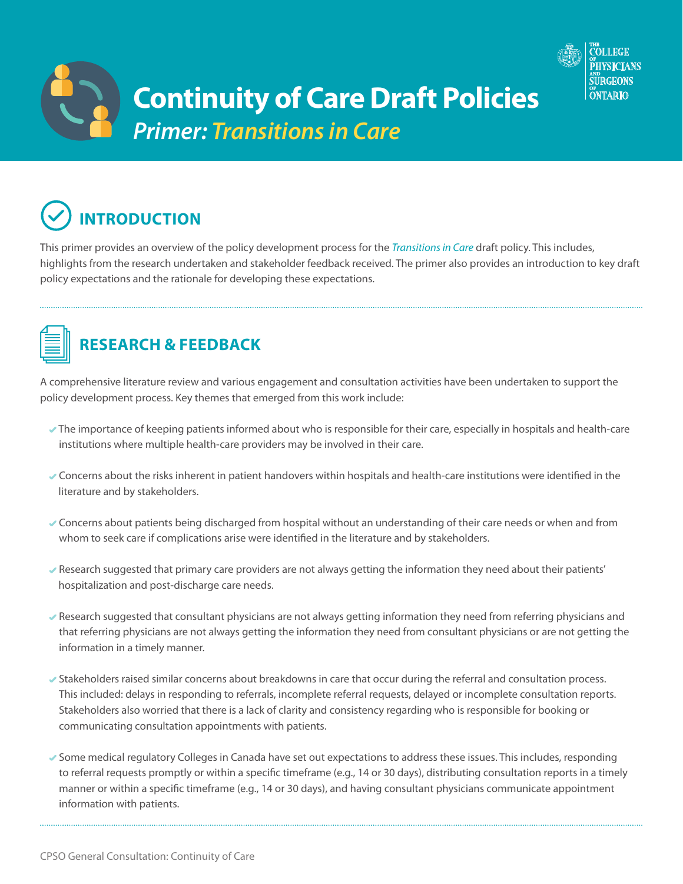# Continuity of Care Draft Policies

## *Primer: Transitions in Care*

## INTRODUCTION

This primer provides an overview of the policy development process for the *Transitions in Care* draft policy. This includes, highlights from the research undertaken and stakeholder feedback received. The primer also provides an introduction to key draft policy expectations and the rationale for developing these expectations.

## RESEARCH & FEEDBACK

A comprehensive literature review and various engagement and consultation activities have been undertaken to support the policy development process. Key themes that emerged from this work include:

- The importance of keeping patients informed about who is responsible for their care, especially in hospitals and health-care institutions where multiple health-care providers may be involved in their care.
- Concerns about the risks inherent in patient handovers within hospitals and health-care institutions were identified in the literature and by stakeholders.
- Concerns about patients being discharged from hospital without an understanding of their care needs or when and from whom to seek care if complications arise were identified in the literature and by stakeholders.
- Research suggested that primary care providers are not always getting the information they need about their patients' hospitalization and post-discharge care needs.
- Research suggested that consultant physicians are not always getting information they need from referring physicians and that referring physicians are not always getting the information they need from consultant physicians or are not getting the information in a timely manner.
- Stakeholders raised similar concerns about breakdowns in care that occur during the referral and consultation process. This included: delays in responding to referrals, incomplete referral requests, delayed or incomplete consultation reports. Stakeholders also worried that there is a lack of clarity and consistency regarding who is responsible for booking or communicating consultation appointments with patients.
- Some medical regulatory Colleges in Canada have set out expectations to address these issues. This includes, responding to referral requests promptly or within a specific timeframe (e.g., 14 or 30 days), distributing consultation reports in a timely manner or within a specific timeframe (e.g., 14 or 30 days), and having consultant physicians communicate appointment information with patients.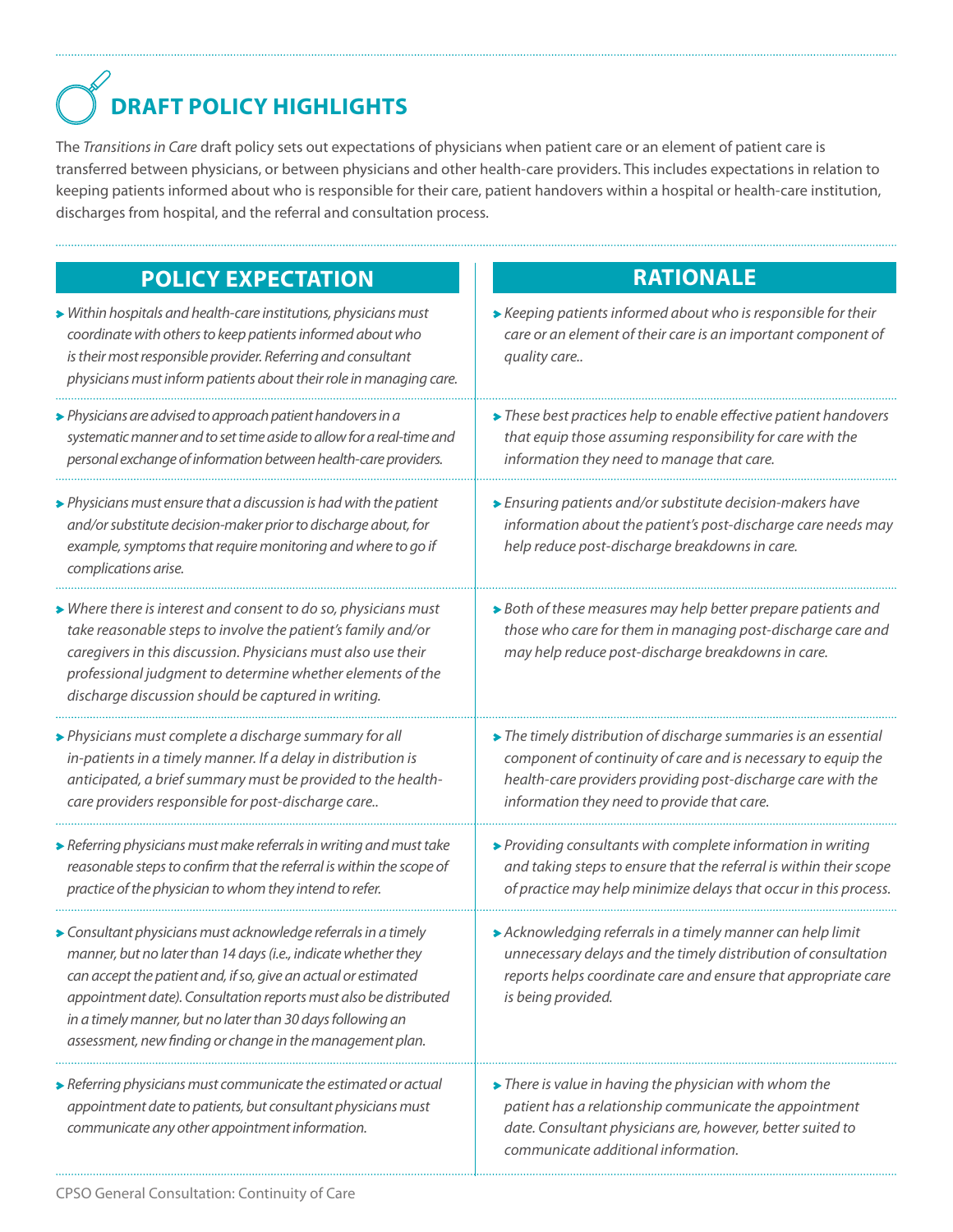## DRAFT POLICY HIGHLIGHTS

The *Transitions in Care* draft policy sets out expectations of physicians when patient care or an element of patient care is transferred between physicians, or between physicians and other health-care providers. This includes expectations in relation to keeping patients informed about who is responsible for their care, patient handovers within a hospital or health-care institution, discharges from hospital, and the referral and consultation process.

| POLICY EXPECTATION | RATIONALE |
|---|---|
| *Within hospitals and health-care institutions, physicians must coordinate with others to keep patients informed about who is their most responsible provider. Referring and consultant physicians must inform patients about their role in managing care.* | *Keeping patients informed about who is responsible for their care or an element of their care is an important component of quality care..* |
| *Physicians are advised to approach patient handovers in a systematic manner and to set time aside to allow for a real-time and personal exchange of information between health-care providers.* | *These best practices help to enable effective patient handovers that equip those assuming responsibility for care with the information they need to manage that care.* |
| *Physicians must ensure that a discussion is had with the patient and/or substitute decision-maker prior to discharge about, for example, symptoms that require monitoring and where to go if complications arise.* | *Ensuring patients and/or substitute decision-makers have information about the patient's post-discharge care needs may help reduce post-discharge breakdowns in care.* |
| *Where there is interest and consent to do so, physicians must take reasonable steps to involve the patient's family and/or caregivers in this discussion. Physicians must also use their professional judgment to determine whether elements of the discharge discussion should be captured in writing.* | *Both of these measures may help better prepare patients and those who care for them in managing post-discharge care and may help reduce post-discharge breakdowns in care.* |
| *Physicians must complete a discharge summary for all in-patients in a timely manner. If a delay in distribution is anticipated, a brief summary must be provided to the health-care providers responsible for post-discharge care..* | *The timely distribution of discharge summaries is an essential component of continuity of care and is necessary to equip the health-care providers providing post-discharge care with the information they need to provide that care.* |
| *Referring physicians must make referrals in writing and must take reasonable steps to confirm that the referral is within the scope of practice of the physician to whom they intend to refer.* | *Providing consultants with complete information in writing and taking steps to ensure that the referral is within their scope of practice may help minimize delays that occur in this process.* |
| *Consultant physicians must acknowledge referrals in a timely manner, but no later than 14 days (i.e., indicate whether they can accept the patient and, if so, give an actual or estimated appointment date). Consultation reports must also be distributed in a timely manner, but no later than 30 days following an assessment, new finding or change in the management plan.* | *Acknowledging referrals in a timely manner can help limit unnecessary delays and the timely distribution of consultation reports helps coordinate care and ensure that appropriate care is being provided.* |
| *Referring physicians must communicate the estimated or actual appointment date to patients, but consultant physicians must communicate any other appointment information.* | *There is value in having the physician with whom the patient has a relationship communicate the appointment date. Consultant physicians are, however, better suited to communicate additional information.* |